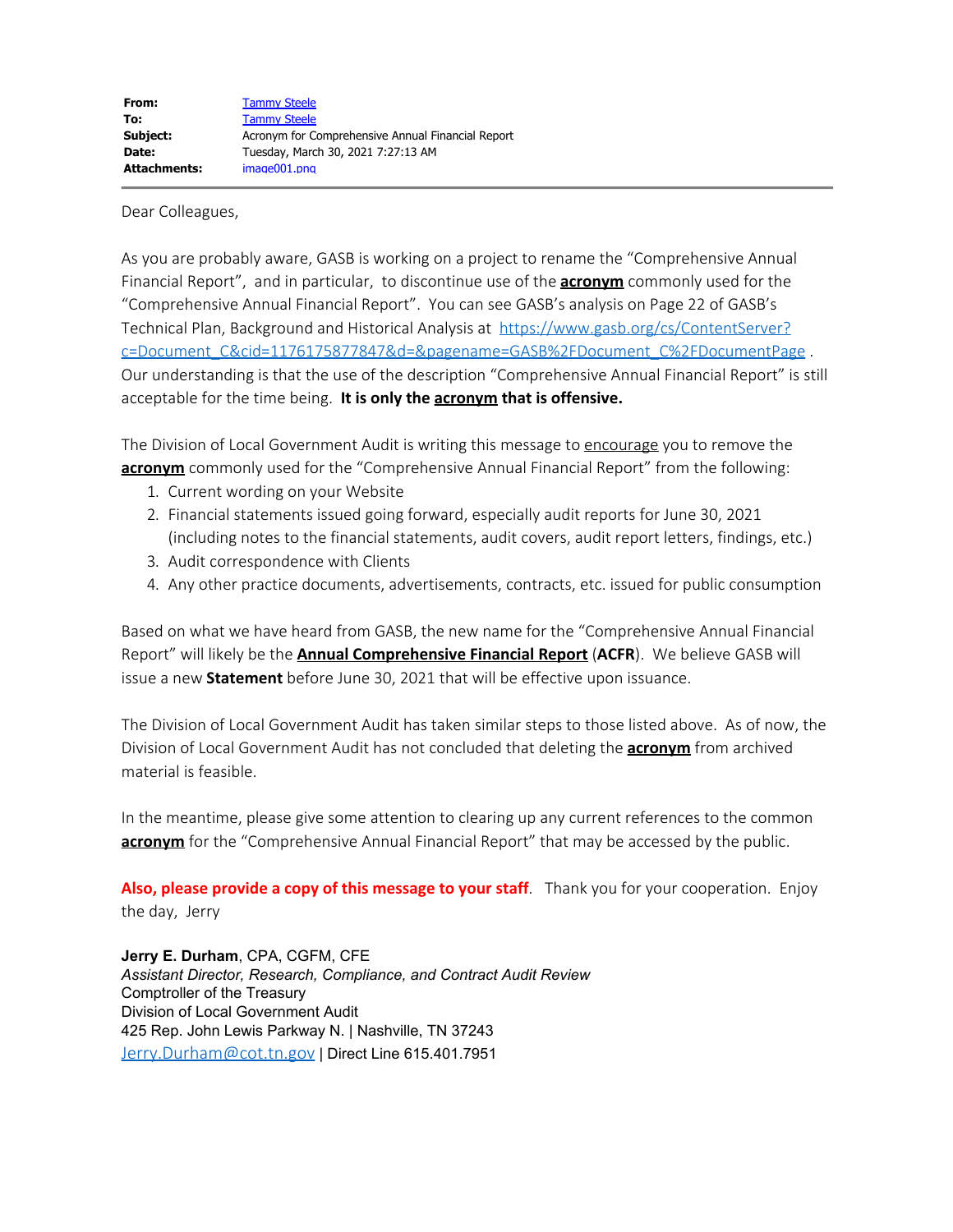| | |
|---|---|
| **From:** | Tammy Steele |
| **To:** | Tammy Steele |
| **Subject:** | Acronym for Comprehensive Annual Financial Report |
| **Date:** | Tuesday, March 30, 2021 7:27:13 AM |
| **Attachments:** | image001.png |

Dear Colleagues,

As you are probably aware, GASB is working on a project to rename the "Comprehensive Annual Financial Report", and in particular, to discontinue use of the **acronym** commonly used for the "Comprehensive Annual Financial Report". You can see GASB's analysis on Page 22 of GASB's Technical Plan, Background and Historical Analysis at https://www.gasb.org/cs/ContentServer?c=Document_C&cid=1176175877847&d=&pagename=GASB%2FDocument_C%2FDocumentPage . Our understanding is that the use of the description "Comprehensive Annual Financial Report" is still acceptable for the time being. **It is only the acronym that is offensive.**

The Division of Local Government Audit is writing this message to encourage you to remove the **acronym** commonly used for the "Comprehensive Annual Financial Report" from the following:

1. Current wording on your Website
2. Financial statements issued going forward, especially audit reports for June 30, 2021 (including notes to the financial statements, audit covers, audit report letters, findings, etc.)
3. Audit correspondence with Clients
4. Any other practice documents, advertisements, contracts, etc. issued for public consumption

Based on what we have heard from GASB, the new name for the "Comprehensive Annual Financial Report" will likely be the **Annual Comprehensive Financial Report** (**ACFR**). We believe GASB will issue a new **Statement** before June 30, 2021 that will be effective upon issuance.

The Division of Local Government Audit has taken similar steps to those listed above. As of now, the Division of Local Government Audit has not concluded that deleting the **acronym** from archived material is feasible.

In the meantime, please give some attention to clearing up any current references to the common **acronym** for the "Comprehensive Annual Financial Report" that may be accessed by the public.

**Also, please provide a copy of this message to your staff**. Thank you for your cooperation. Enjoy the day, Jerry

**Jerry E. Durham**, CPA, CGFM, CFE
*Assistant Director, Research, Compliance, and Contract Audit Review*
Comptroller of the Treasury
Division of Local Government Audit
425 Rep. John Lewis Parkway N. | Nashville, TN 37243
Jerry.Durham@cot.tn.gov | Direct Line 615.401.7951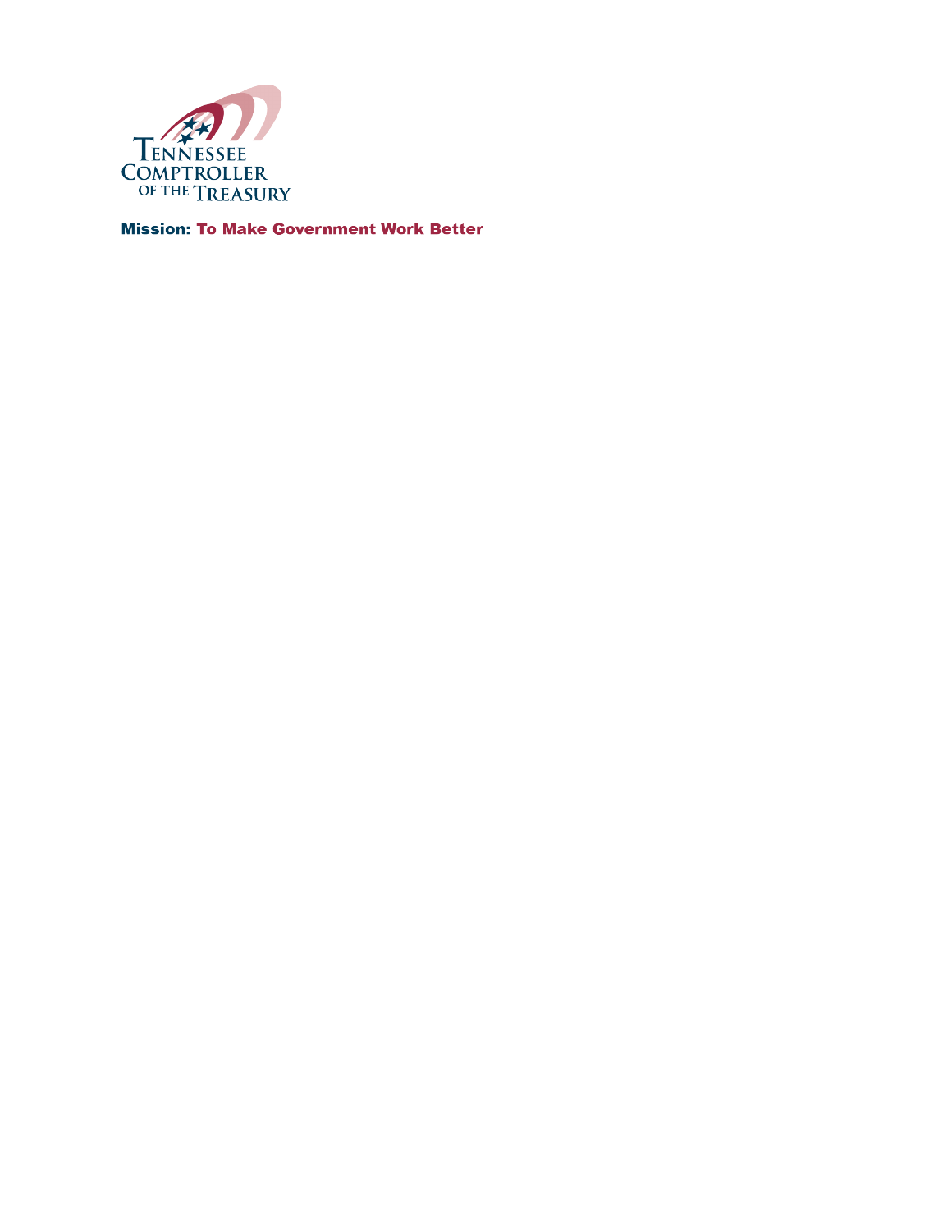Tennessee Comptroller of the Treasury

**Mission:** **To Make Government Work Better**